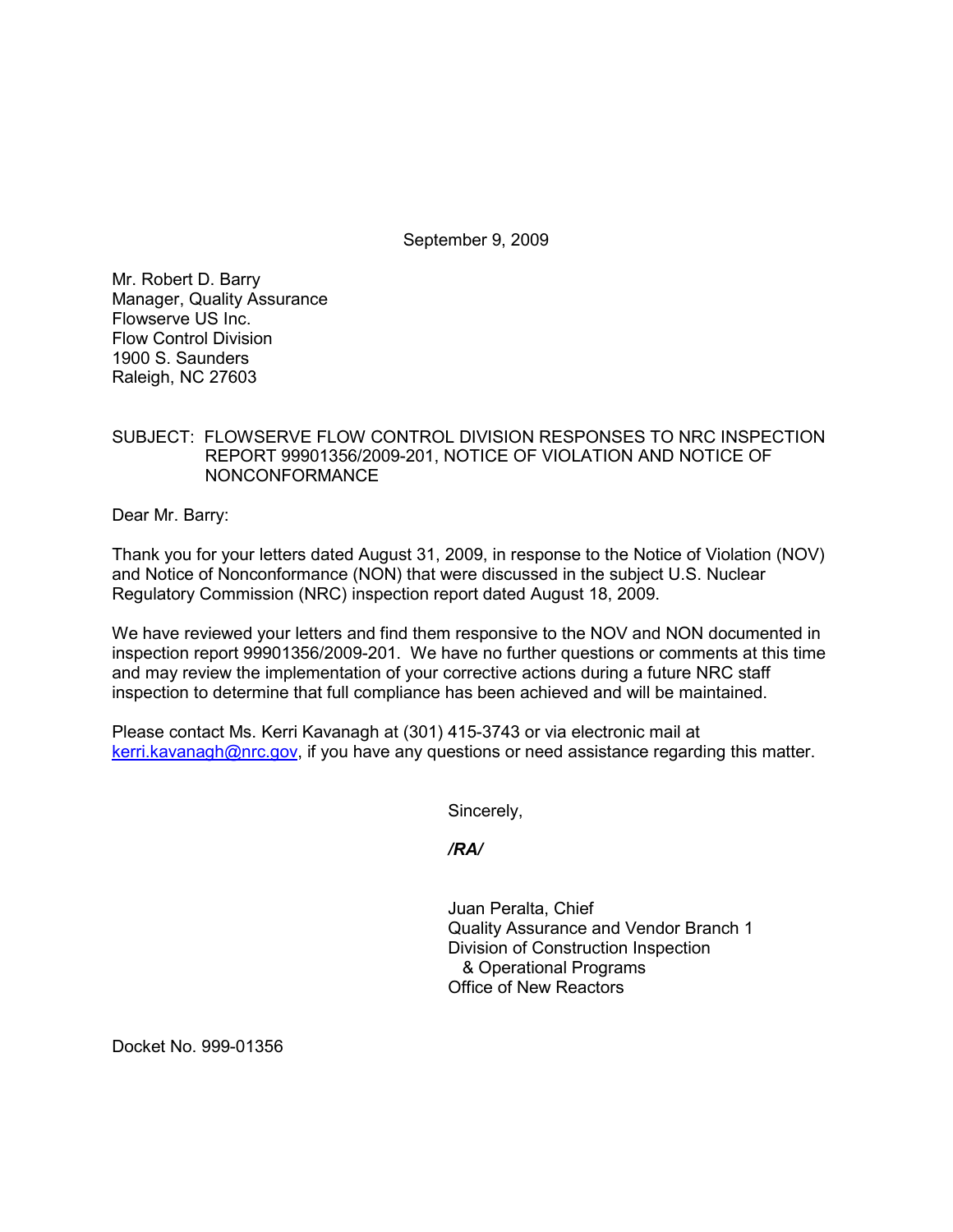September 9, 2009

Mr. Robert D. Barry  
Manager, Quality Assurance  
Flowserve US Inc.  
Flow Control Division  
1900 S. Saunders  
Raleigh, NC 27603

SUBJECT: FLOWSERVE FLOW CONTROL DIVISION RESPONSES TO NRC INSPECTION REPORT 99901356/2009-201, NOTICE OF VIOLATION AND NOTICE OF NONCONFORMANCE

Dear Mr. Barry:

Thank you for your letters dated August 31, 2009, in response to the Notice of Violation (NOV) and Notice of Nonconformance (NON) that were discussed in the subject U.S. Nuclear Regulatory Commission (NRC) inspection report dated August 18, 2009.

We have reviewed your letters and find them responsive to the NOV and NON documented in inspection report 99901356/2009-201. We have no further questions or comments at this time and may review the implementation of your corrective actions during a future NRC staff inspection to determine that full compliance has been achieved and will be maintained.

Please contact Ms. Kerri Kavanagh at (301) 415-3743 or via electronic mail at kerri.kavanagh@nrc.gov, if you have any questions or need assistance regarding this matter.

Sincerely,

*/RA/*

Juan Peralta, Chief  
Quality Assurance and Vendor Branch 1  
Division of Construction Inspection  
& Operational Programs  
Office of New Reactors

Docket No. 999-01356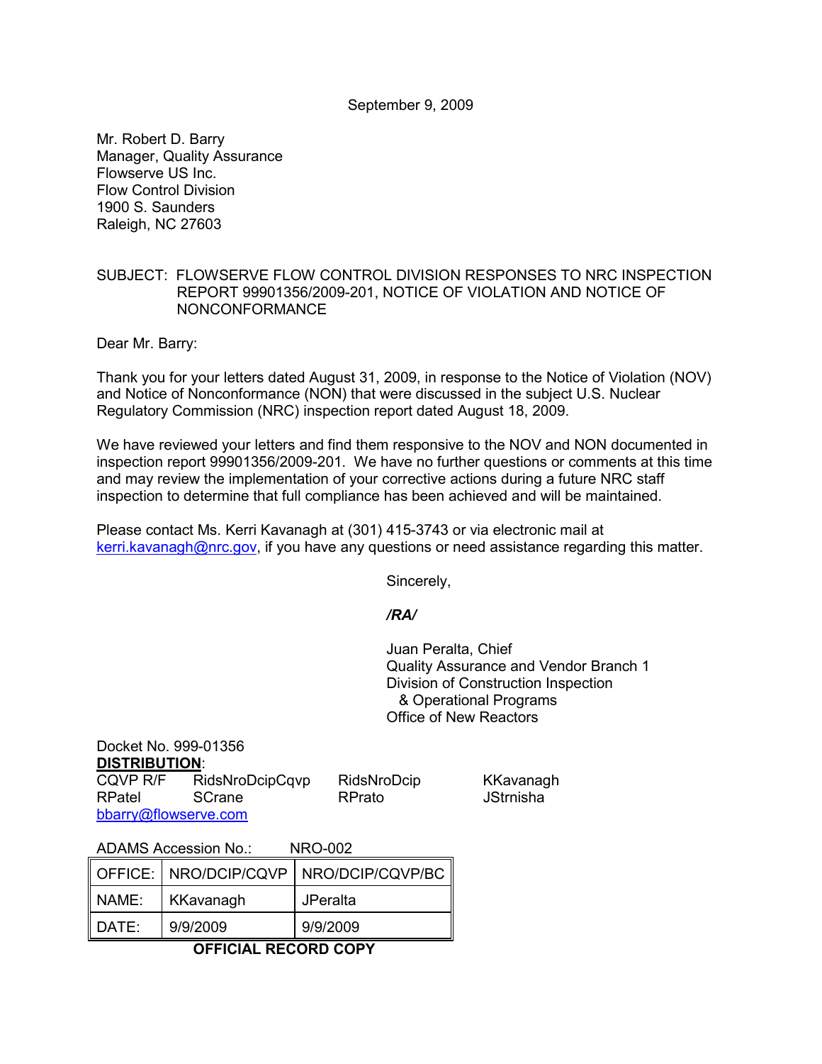September 9, 2009

Mr. Robert D. Barry
Manager, Quality Assurance
Flowserve US Inc.
Flow Control Division
1900 S. Saunders
Raleigh, NC 27603

SUBJECT: FLOWSERVE FLOW CONTROL DIVISION RESPONSES TO NRC INSPECTION REPORT 99901356/2009-201, NOTICE OF VIOLATION AND NOTICE OF NONCONFORMANCE

Dear Mr. Barry:

Thank you for your letters dated August 31, 2009, in response to the Notice of Violation (NOV) and Notice of Nonconformance (NON) that were discussed in the subject U.S. Nuclear Regulatory Commission (NRC) inspection report dated August 18, 2009.

We have reviewed your letters and find them responsive to the NOV and NON documented in inspection report 99901356/2009-201. We have no further questions or comments at this time and may review the implementation of your corrective actions during a future NRC staff inspection to determine that full compliance has been achieved and will be maintained.

Please contact Ms. Kerri Kavanagh at (301) 415-3743 or via electronic mail at kerri.kavanagh@nrc.gov, if you have any questions or need assistance regarding this matter.

Sincerely,

*/RA/*

Juan Peralta, Chief
Quality Assurance and Vendor Branch 1
Division of Construction Inspection
& Operational Programs
Office of New Reactors

Docket No. 999-01356

**DISTRIBUTION**:

| | | | |
|---|---|---|---|
| CQVP R/F | RidsNroDcipCqvp | RidsNroDcip | KKavanagh |
| RPatel | SCrane | RPrato | JStrnisha |

bbarry@flowserve.com

ADAMS Accession No.: NRO-002

| OFFICE: | NRO/DCIP/CQVP | NRO/DCIP/CQVP/BC |
|---|---|---|
| NAME: | KKavanagh | JPeralta |
| DATE: | 9/9/2009 | 9/9/2009 |

**OFFICIAL RECORD COPY**